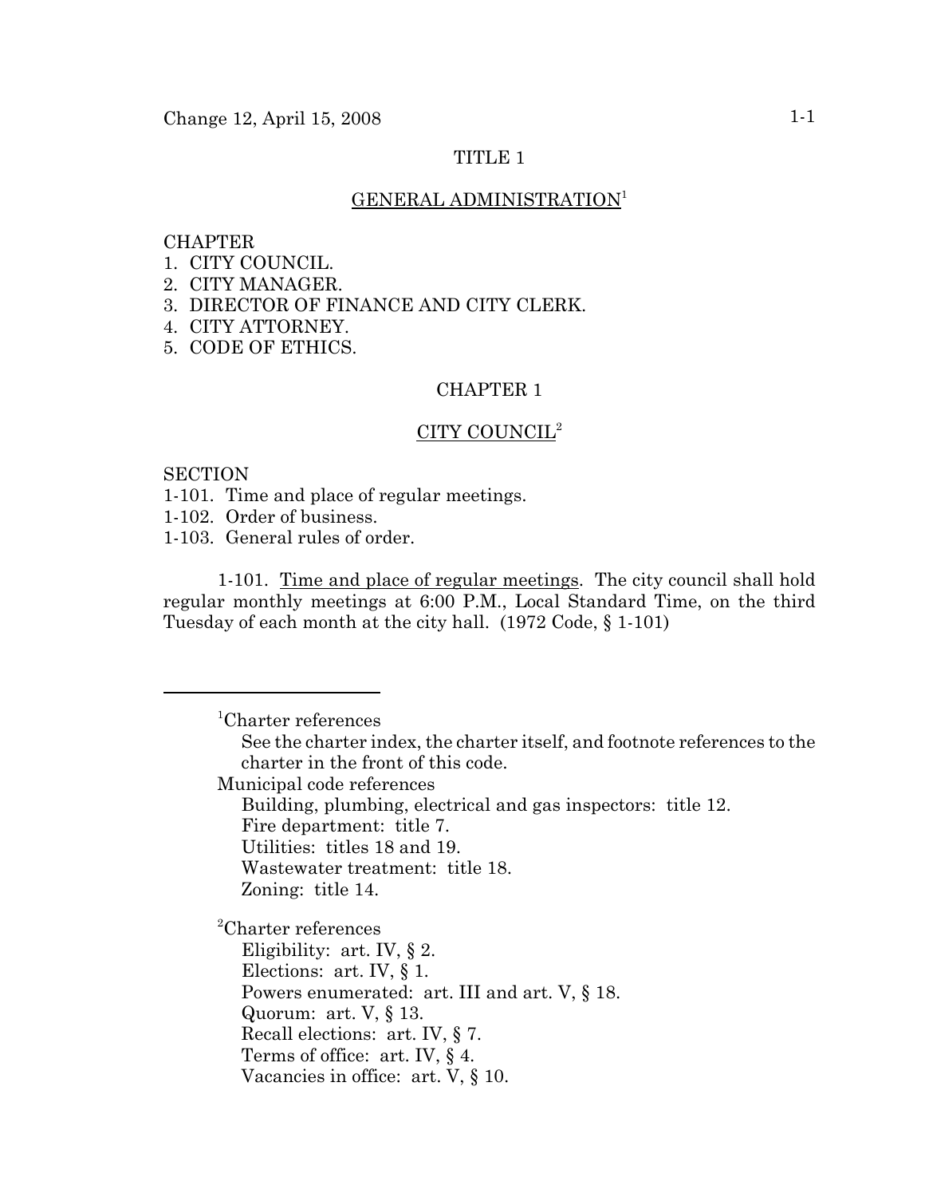# TITLE 1

## GENERAL ADMINISTRATION[1]

CHAPTER
1. CITY COUNCIL.
2. CITY MANAGER.
3. DIRECTOR OF FINANCE AND CITY CLERK.
4. CITY ATTORNEY.
5. CODE OF ETHICS.

## CHAPTER 1

## CITY COUNCIL[2]

SECTION
1-101. Time and place of regular meetings.
1-102. Order of business.
1-103. General rules of order.

1-101. Time and place of regular meetings. The city council shall hold regular monthly meetings at 6:00 P.M., Local Standard Time, on the third Tuesday of each month at the city hall. (1972 Code, § 1-101)

---

[1]Charter references
See the charter index, the charter itself, and footnote references to the charter in the front of this code.

Municipal code references
Building, plumbing, electrical and gas inspectors: title 12.
Fire department: title 7.
Utilities: titles 18 and 19.
Wastewater treatment: title 18.
Zoning: title 14.

[2]Charter references
Eligibility: art. IV, § 2.
Elections: art. IV, § 1.
Powers enumerated: art. III and art. V, § 18.
Quorum: art. V, § 13.
Recall elections: art. IV, § 7.
Terms of office: art. IV, § 4.
Vacancies in office: art. V, § 10.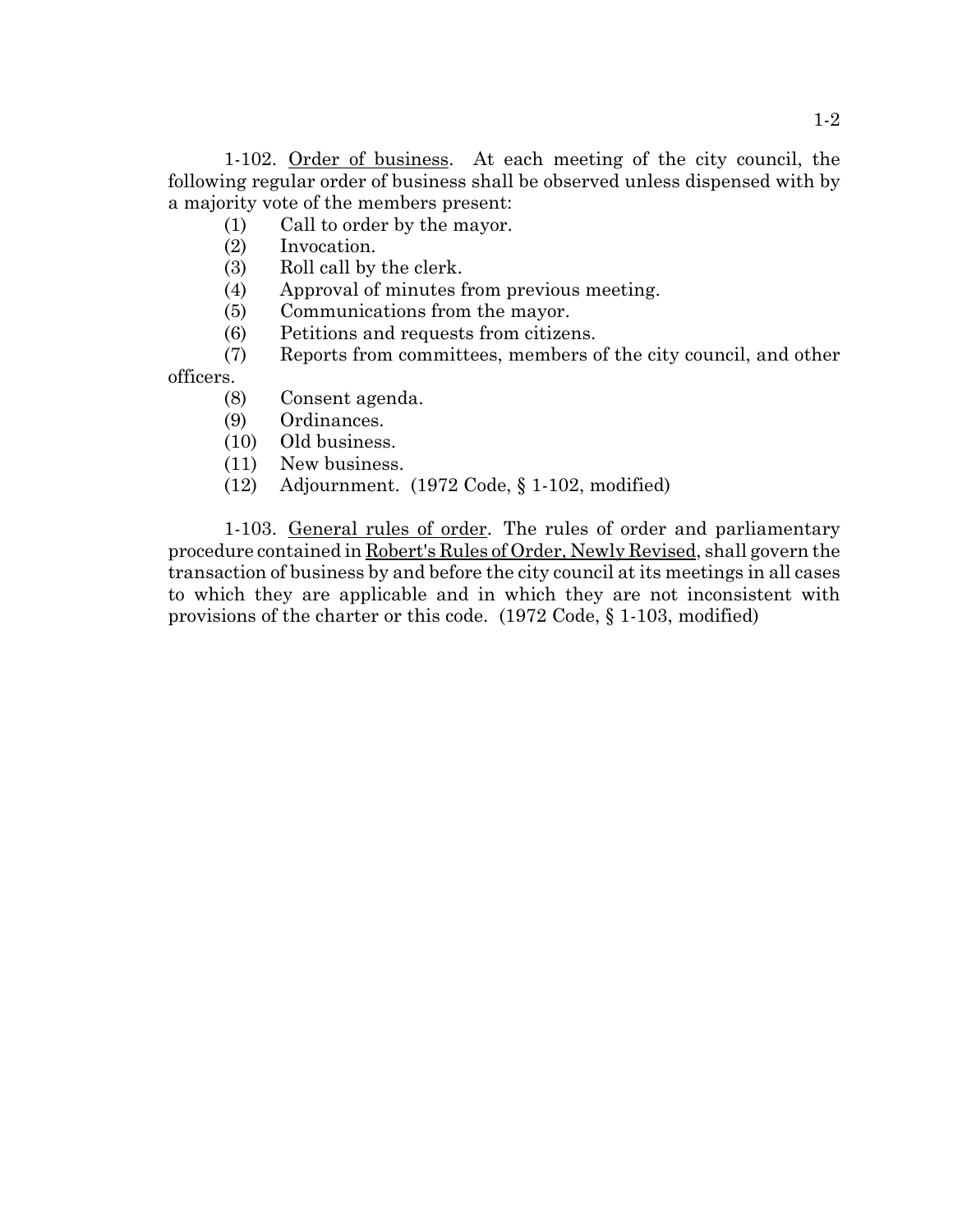1-102. Order of business. At each meeting of the city council, the following regular order of business shall be observed unless dispensed with by a majority vote of the members present:

(1) Call to order by the mayor.
(2) Invocation.
(3) Roll call by the clerk.
(4) Approval of minutes from previous meeting.
(5) Communications from the mayor.
(6) Petitions and requests from citizens.
(7) Reports from committees, members of the city council, and other officers.
(8) Consent agenda.
(9) Ordinances.
(10) Old business.
(11) New business.
(12) Adjournment. (1972 Code, § 1-102, modified)

1-103. General rules of order. The rules of order and parliamentary procedure contained in Robert's Rules of Order, Newly Revised, shall govern the transaction of business by and before the city council at its meetings in all cases to which they are applicable and in which they are not inconsistent with provisions of the charter or this code. (1972 Code, § 1-103, modified)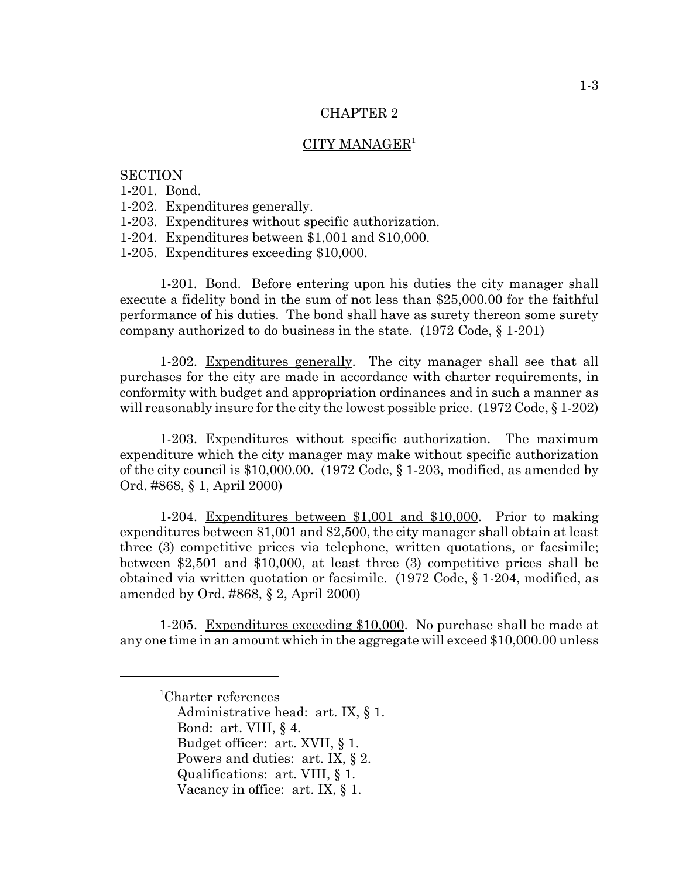## CHAPTER 2

## CITY MANAGER[1]

SECTION
1-201. Bond.
1-202. Expenditures generally.
1-203. Expenditures without specific authorization.
1-204. Expenditures between $1,001 and $10,000.
1-205. Expenditures exceeding $10,000.

1-201. Bond. Before entering upon his duties the city manager shall execute a fidelity bond in the sum of not less than $25,000.00 for the faithful performance of his duties. The bond shall have as surety thereon some surety company authorized to do business in the state. (1972 Code, § 1-201)

1-202. Expenditures generally. The city manager shall see that all purchases for the city are made in accordance with charter requirements, in conformity with budget and appropriation ordinances and in such a manner as will reasonably insure for the city the lowest possible price. (1972 Code, § 1-202)

1-203. Expenditures without specific authorization. The maximum expenditure which the city manager may make without specific authorization of the city council is $10,000.00. (1972 Code, § 1-203, modified, as amended by Ord. #868, § 1, April 2000)

1-204. Expenditures between $1,001 and $10,000. Prior to making expenditures between $1,001 and $2,500, the city manager shall obtain at least three (3) competitive prices via telephone, written quotations, or facsimile; between $2,501 and $10,000, at least three (3) competitive prices shall be obtained via written quotation or facsimile. (1972 Code, § 1-204, modified, as amended by Ord. #868, § 2, April 2000)

1-205. Expenditures exceeding $10,000. No purchase shall be made at any one time in an amount which in the aggregate will exceed $10,000.00 unless

---

[1]Charter references
Administrative head: art. IX, § 1.
Bond: art. VIII, § 4.
Budget officer: art. XVII, § 1.
Powers and duties: art. IX, § 2.
Qualifications: art. VIII, § 1.
Vacancy in office: art. IX, § 1.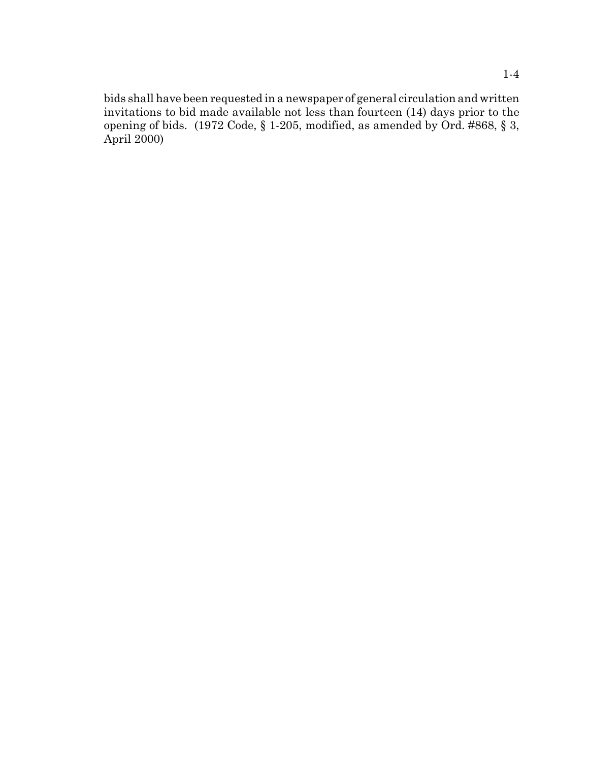bids shall have been requested in a newspaper of general circulation and written invitations to bid made available not less than fourteen (14) days prior to the opening of bids. (1972 Code, § 1-205, modified, as amended by Ord. #868, § 3, April 2000)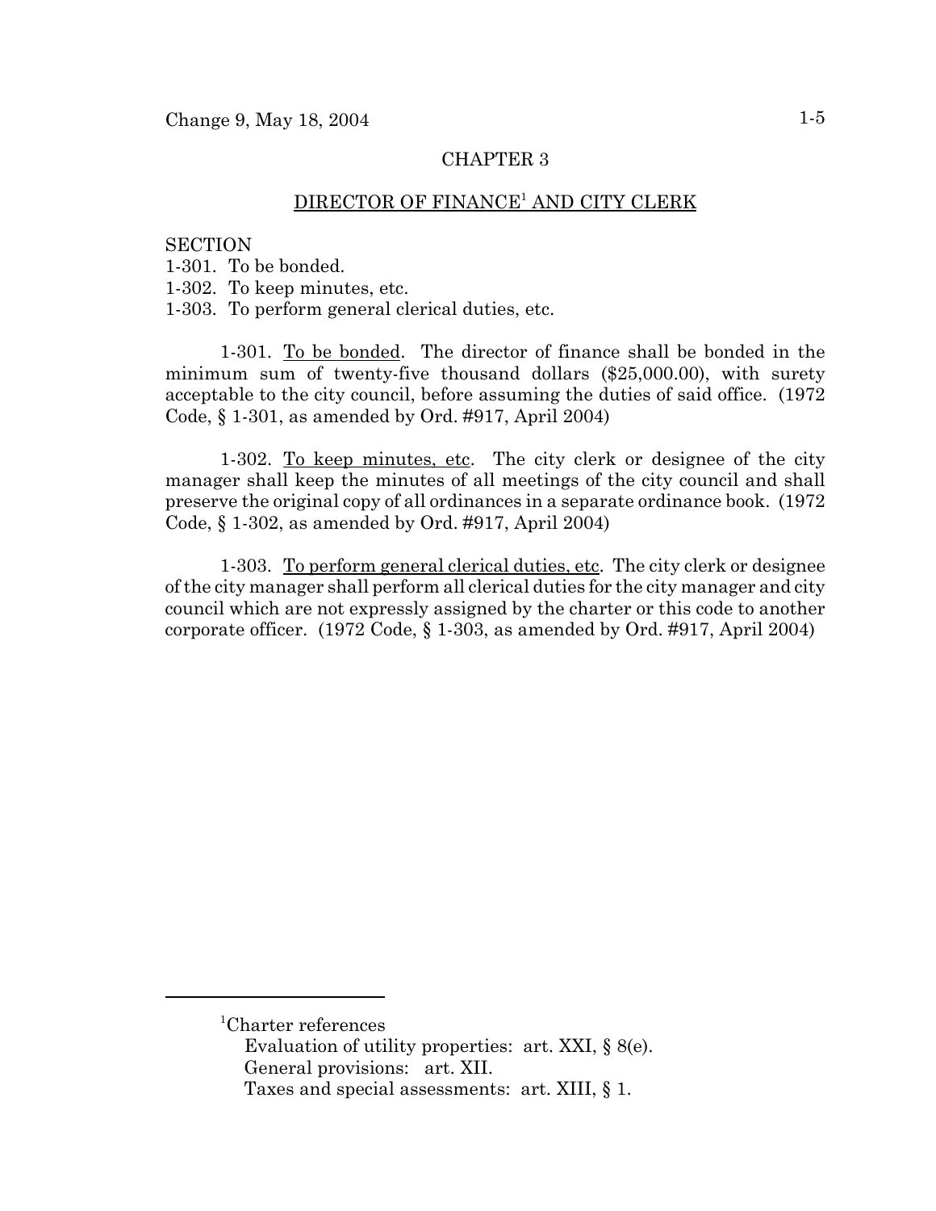## CHAPTER 3

## DIRECTOR OF FINANCE[1] AND CITY CLERK

SECTION
1-301. To be bonded.
1-302. To keep minutes, etc.
1-303. To perform general clerical duties, etc.

1-301. To be bonded. The director of finance shall be bonded in the minimum sum of twenty-five thousand dollars ($25,000.00), with surety acceptable to the city council, before assuming the duties of said office. (1972 Code, § 1-301, as amended by Ord. #917, April 2004)

1-302. To keep minutes, etc. The city clerk or designee of the city manager shall keep the minutes of all meetings of the city council and shall preserve the original copy of all ordinances in a separate ordinance book. (1972 Code, § 1-302, as amended by Ord. #917, April 2004)

1-303. To perform general clerical duties, etc. The city clerk or designee of the city manager shall perform all clerical duties for the city manager and city council which are not expressly assigned by the charter or this code to another corporate officer. (1972 Code, § 1-303, as amended by Ord. #917, April 2004)

---

[1] Charter references
Evaluation of utility properties: art. XXI, § 8(e).
General provisions: art. XII.
Taxes and special assessments: art. XIII, § 1.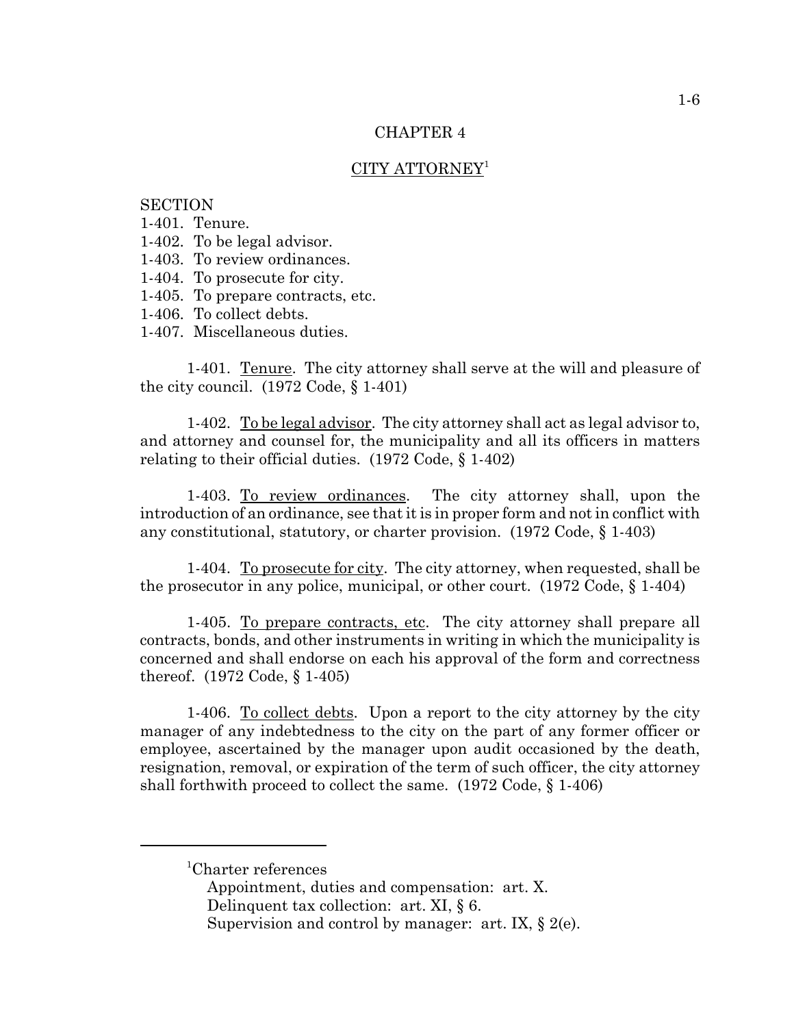## CHAPTER 4

## CITY ATTORNEY[1]

SECTION
1-401. Tenure.
1-402. To be legal advisor.
1-403. To review ordinances.
1-404. To prosecute for city.
1-405. To prepare contracts, etc.
1-406. To collect debts.
1-407. Miscellaneous duties.

1-401. Tenure. The city attorney shall serve at the will and pleasure of the city council. (1972 Code, § 1-401)

1-402. To be legal advisor. The city attorney shall act as legal advisor to, and attorney and counsel for, the municipality and all its officers in matters relating to their official duties. (1972 Code, § 1-402)

1-403. To review ordinances. The city attorney shall, upon the introduction of an ordinance, see that it is in proper form and not in conflict with any constitutional, statutory, or charter provision. (1972 Code, § 1-403)

1-404. To prosecute for city. The city attorney, when requested, shall be the prosecutor in any police, municipal, or other court. (1972 Code, § 1-404)

1-405. To prepare contracts, etc. The city attorney shall prepare all contracts, bonds, and other instruments in writing in which the municipality is concerned and shall endorse on each his approval of the form and correctness thereof. (1972 Code, § 1-405)

1-406. To collect debts. Upon a report to the city attorney by the city manager of any indebtedness to the city on the part of any former officer or employee, ascertained by the manager upon audit occasioned by the death, resignation, removal, or expiration of the term of such officer, the city attorney shall forthwith proceed to collect the same. (1972 Code, § 1-406)

---

[1]Charter references
Appointment, duties and compensation: art. X.
Delinquent tax collection: art. XI, § 6.
Supervision and control by manager: art. IX, § 2(e).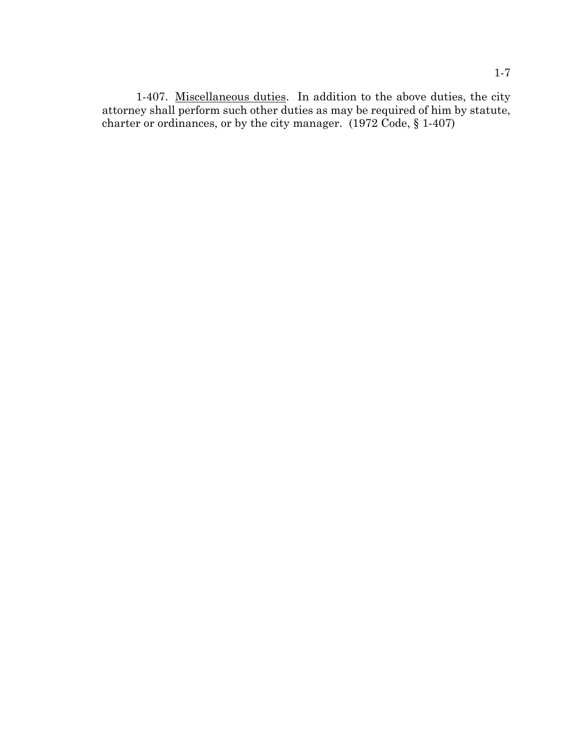1-407. Miscellaneous duties. In addition to the above duties, the city attorney shall perform such other duties as may be required of him by statute, charter or ordinances, or by the city manager. (1972 Code, § 1-407)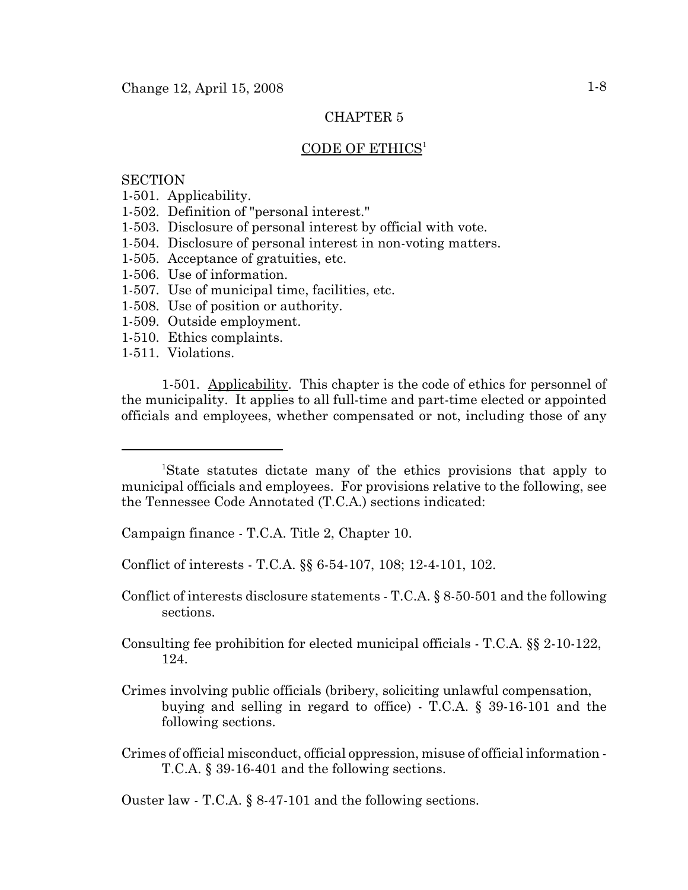## CHAPTER 5

## CODE OF ETHICS[1]

SECTION
1-501. Applicability.
1-502. Definition of "personal interest."
1-503. Disclosure of personal interest by official with vote.
1-504. Disclosure of personal interest in non-voting matters.
1-505. Acceptance of gratuities, etc.
1-506. Use of information.
1-507. Use of municipal time, facilities, etc.
1-508. Use of position or authority.
1-509. Outside employment.
1-510. Ethics complaints.
1-511. Violations.

1-501. Applicability. This chapter is the code of ethics for personnel of the municipality. It applies to all full-time and part-time elected or appointed officials and employees, whether compensated or not, including those of any

---

[1]State statutes dictate many of the ethics provisions that apply to municipal officials and employees. For provisions relative to the following, see the Tennessee Code Annotated (T.C.A.) sections indicated:

Campaign finance - T.C.A. Title 2, Chapter 10.

Conflict of interests - T.C.A. §§ 6-54-107, 108; 12-4-101, 102.

Conflict of interests disclosure statements - T.C.A. § 8-50-501 and the following sections.

Consulting fee prohibition for elected municipal officials - T.C.A. §§ 2-10-122, 124.

Crimes involving public officials (bribery, soliciting unlawful compensation, buying and selling in regard to office) - T.C.A. § 39-16-101 and the following sections.

Crimes of official misconduct, official oppression, misuse of official information - T.C.A. § 39-16-401 and the following sections.

Ouster law - T.C.A. § 8-47-101 and the following sections.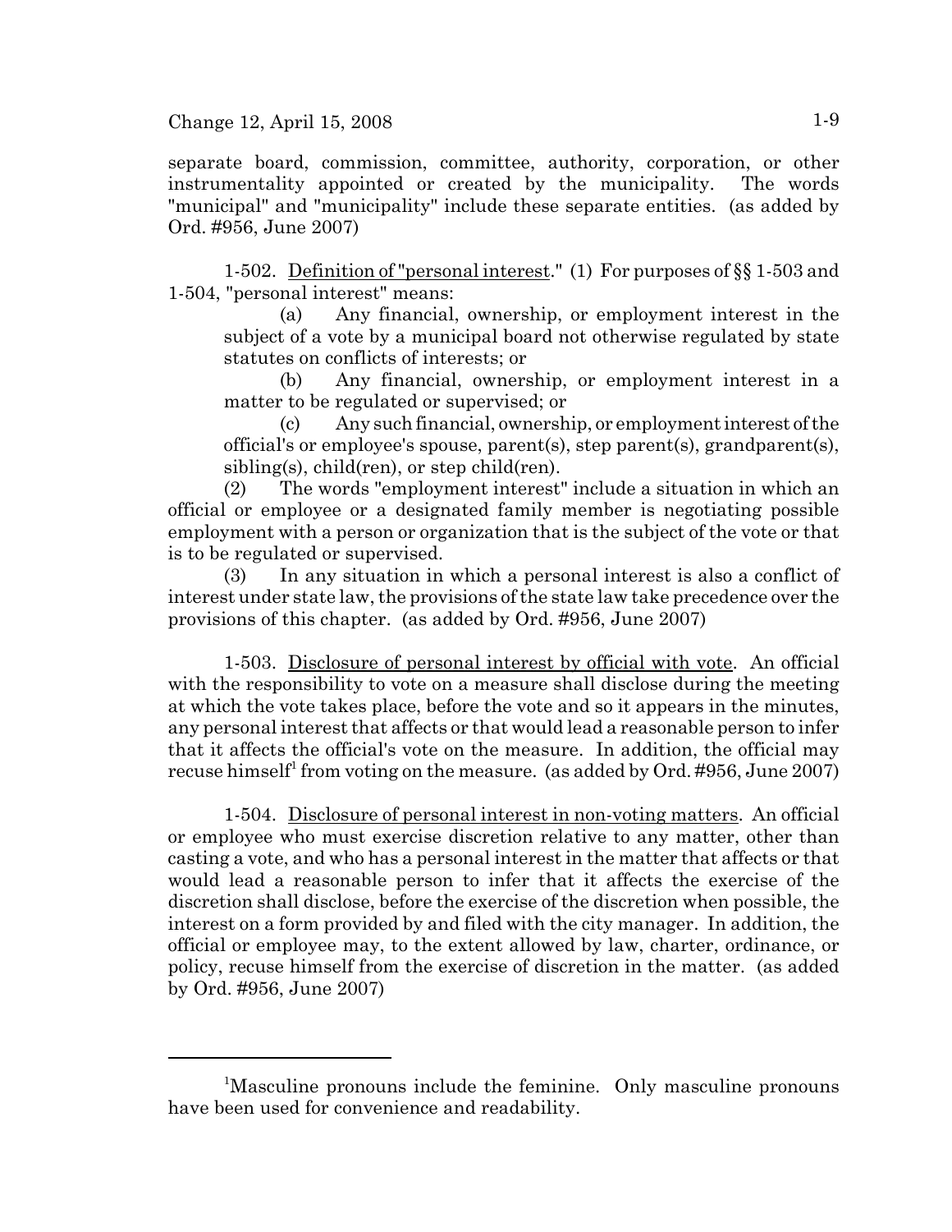separate board, commission, committee, authority, corporation, or other instrumentality appointed or created by the municipality. The words "municipal" and "municipality" include these separate entities. (as added by Ord. #956, June 2007)

1-502. Definition of "personal interest." (1) For purposes of §§ 1-503 and 1-504, "personal interest" means:

(a) Any financial, ownership, or employment interest in the subject of a vote by a municipal board not otherwise regulated by state statutes on conflicts of interests; or

(b) Any financial, ownership, or employment interest in a matter to be regulated or supervised; or

(c) Any such financial, ownership, or employment interest of the official's or employee's spouse, parent(s), step parent(s), grandparent(s), sibling(s), child(ren), or step child(ren).

(2) The words "employment interest" include a situation in which an official or employee or a designated family member is negotiating possible employment with a person or organization that is the subject of the vote or that is to be regulated or supervised.

(3) In any situation in which a personal interest is also a conflict of interest under state law, the provisions of the state law take precedence over the provisions of this chapter. (as added by Ord. #956, June 2007)

1-503. Disclosure of personal interest by official with vote. An official with the responsibility to vote on a measure shall disclose during the meeting at which the vote takes place, before the vote and so it appears in the minutes, any personal interest that affects or that would lead a reasonable person to infer that it affects the official's vote on the measure. In addition, the official may recuse himself[1] from voting on the measure. (as added by Ord. #956, June 2007)

1-504. Disclosure of personal interest in non-voting matters. An official or employee who must exercise discretion relative to any matter, other than casting a vote, and who has a personal interest in the matter that affects or that would lead a reasonable person to infer that it affects the exercise of the discretion shall disclose, before the exercise of the discretion when possible, the interest on a form provided by and filed with the city manager. In addition, the official or employee may, to the extent allowed by law, charter, ordinance, or policy, recuse himself from the exercise of discretion in the matter. (as added by Ord. #956, June 2007)

---

[1]Masculine pronouns include the feminine. Only masculine pronouns have been used for convenience and readability.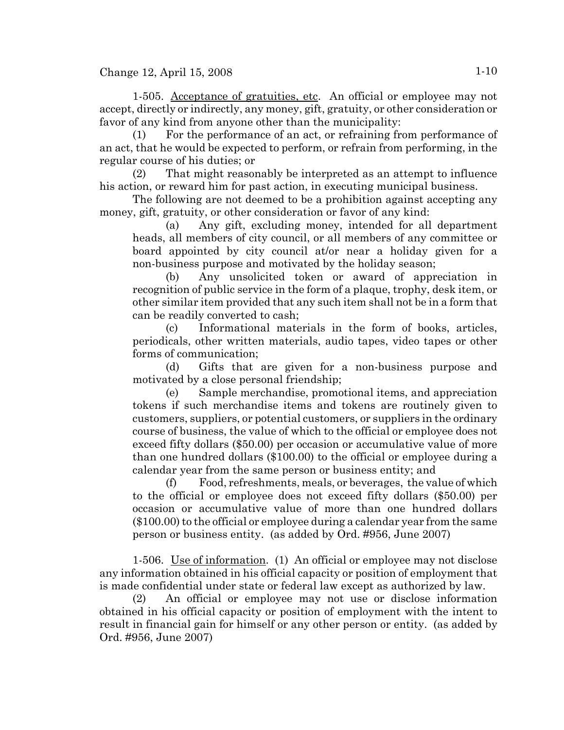1-505. Acceptance of gratuities, etc. An official or employee may not accept, directly or indirectly, any money, gift, gratuity, or other consideration or favor of any kind from anyone other than the municipality:

(1) For the performance of an act, or refraining from performance of an act, that he would be expected to perform, or refrain from performing, in the regular course of his duties; or

(2) That might reasonably be interpreted as an attempt to influence his action, or reward him for past action, in executing municipal business.

The following are not deemed to be a prohibition against accepting any money, gift, gratuity, or other consideration or favor of any kind:

(a) Any gift, excluding money, intended for all department heads, all members of city council, or all members of any committee or board appointed by city council at/or near a holiday given for a non-business purpose and motivated by the holiday season;

(b) Any unsolicited token or award of appreciation in recognition of public service in the form of a plaque, trophy, desk item, or other similar item provided that any such item shall not be in a form that can be readily converted to cash;

(c) Informational materials in the form of books, articles, periodicals, other written materials, audio tapes, video tapes or other forms of communication;

(d) Gifts that are given for a non-business purpose and motivated by a close personal friendship;

(e) Sample merchandise, promotional items, and appreciation tokens if such merchandise items and tokens are routinely given to customers, suppliers, or potential customers, or suppliers in the ordinary course of business, the value of which to the official or employee does not exceed fifty dollars ($50.00) per occasion or accumulative value of more than one hundred dollars ($100.00) to the official or employee during a calendar year from the same person or business entity; and

(f) Food, refreshments, meals, or beverages, the value of which to the official or employee does not exceed fifty dollars ($50.00) per occasion or accumulative value of more than one hundred dollars ($100.00) to the official or employee during a calendar year from the same person or business entity. (as added by Ord. #956, June 2007)

1-506. Use of information. (1) An official or employee may not disclose any information obtained in his official capacity or position of employment that is made confidential under state or federal law except as authorized by law.

(2) An official or employee may not use or disclose information obtained in his official capacity or position of employment with the intent to result in financial gain for himself or any other person or entity. (as added by Ord. #956, June 2007)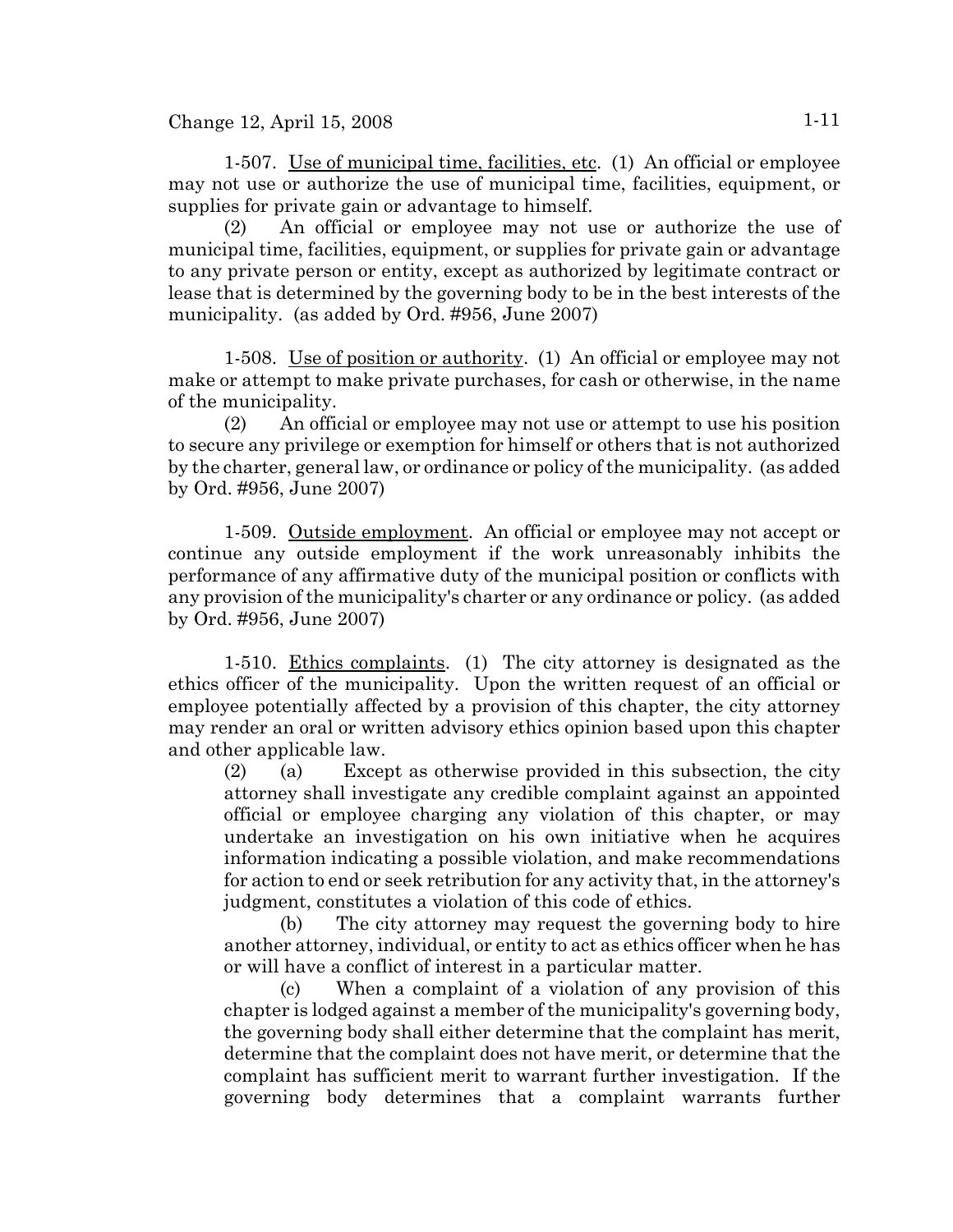1-507. Use of municipal time, facilities, etc. (1) An official or employee may not use or authorize the use of municipal time, facilities, equipment, or supplies for private gain or advantage to himself.

(2) An official or employee may not use or authorize the use of municipal time, facilities, equipment, or supplies for private gain or advantage to any private person or entity, except as authorized by legitimate contract or lease that is determined by the governing body to be in the best interests of the municipality. (as added by Ord. #956, June 2007)

1-508. Use of position or authority. (1) An official or employee may not make or attempt to make private purchases, for cash or otherwise, in the name of the municipality.

(2) An official or employee may not use or attempt to use his position to secure any privilege or exemption for himself or others that is not authorized by the charter, general law, or ordinance or policy of the municipality. (as added by Ord. #956, June 2007)

1-509. Outside employment. An official or employee may not accept or continue any outside employment if the work unreasonably inhibits the performance of any affirmative duty of the municipal position or conflicts with any provision of the municipality's charter or any ordinance or policy. (as added by Ord. #956, June 2007)

1-510. Ethics complaints. (1) The city attorney is designated as the ethics officer of the municipality. Upon the written request of an official or employee potentially affected by a provision of this chapter, the city attorney may render an oral or written advisory ethics opinion based upon this chapter and other applicable law.

(2) (a) Except as otherwise provided in this subsection, the city attorney shall investigate any credible complaint against an appointed official or employee charging any violation of this chapter, or may undertake an investigation on his own initiative when he acquires information indicating a possible violation, and make recommendations for action to end or seek retribution for any activity that, in the attorney's judgment, constitutes a violation of this code of ethics.

(b) The city attorney may request the governing body to hire another attorney, individual, or entity to act as ethics officer when he has or will have a conflict of interest in a particular matter.

(c) When a complaint of a violation of any provision of this chapter is lodged against a member of the municipality's governing body, the governing body shall either determine that the complaint has merit, determine that the complaint does not have merit, or determine that the complaint has sufficient merit to warrant further investigation. If the governing body determines that a complaint warrants further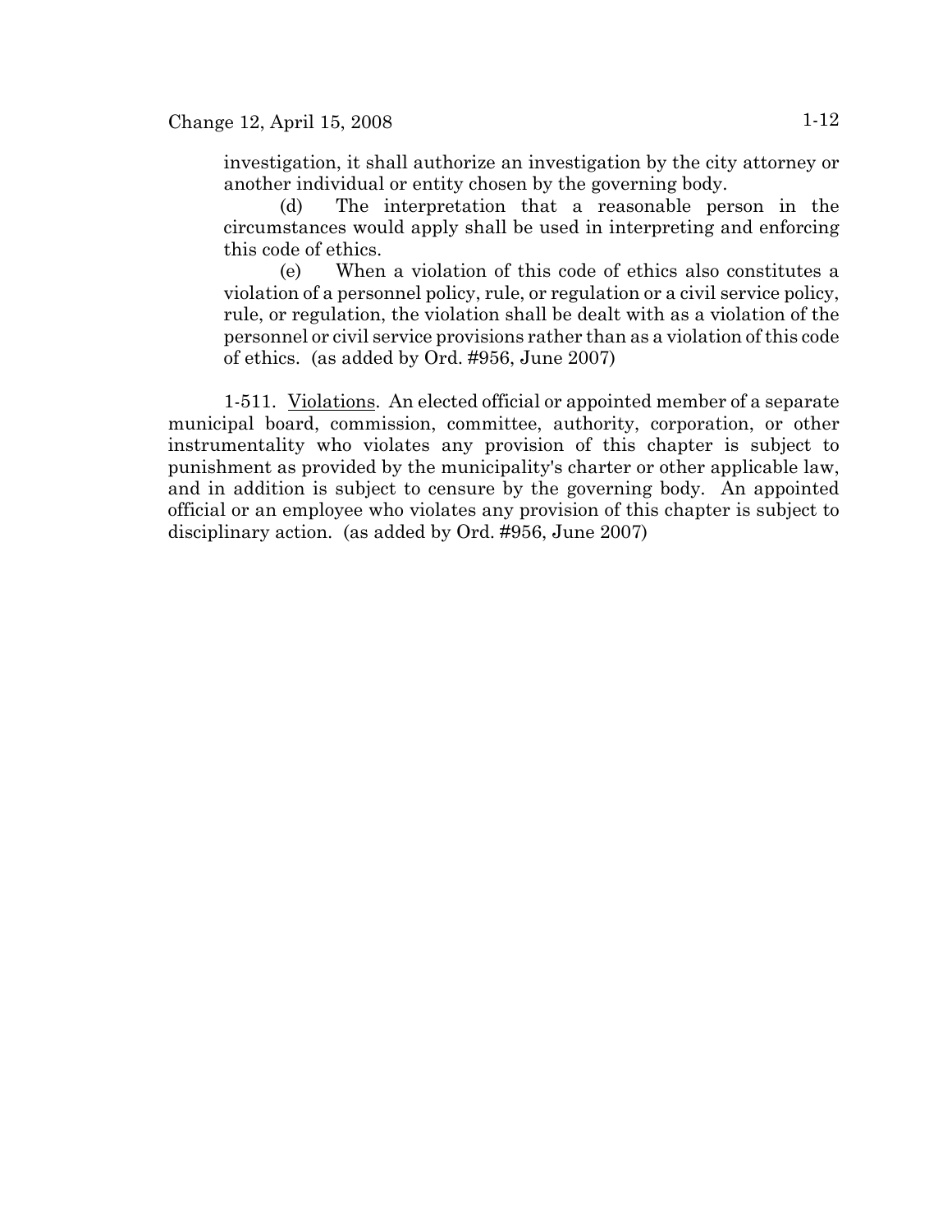investigation, it shall authorize an investigation by the city attorney or another individual or entity chosen by the governing body.

(d) The interpretation that a reasonable person in the circumstances would apply shall be used in interpreting and enforcing this code of ethics.

(e) When a violation of this code of ethics also constitutes a violation of a personnel policy, rule, or regulation or a civil service policy, rule, or regulation, the violation shall be dealt with as a violation of the personnel or civil service provisions rather than as a violation of this code of ethics. (as added by Ord. #956, June 2007)

1-511. Violations. An elected official or appointed member of a separate municipal board, commission, committee, authority, corporation, or other instrumentality who violates any provision of this chapter is subject to punishment as provided by the municipality's charter or other applicable law, and in addition is subject to censure by the governing body. An appointed official or an employee who violates any provision of this chapter is subject to disciplinary action. (as added by Ord. #956, June 2007)